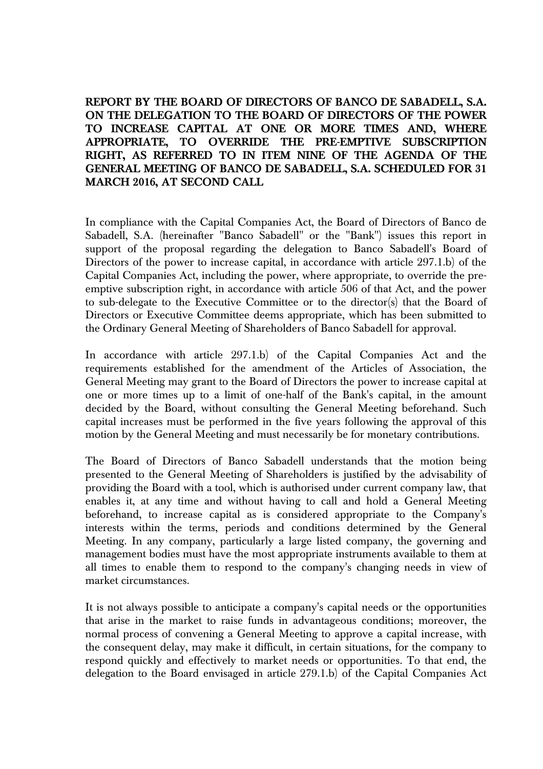**REPORT BY THE BOARD OF DIRECTORS OF BANCO DE SABADELL, S.A. ON THE DELEGATION TO THE BOARD OF DIRECTORS OF THE POWER TO INCREASE CAPITAL AT ONE OR MORE TIMES AND, WHERE APPROPRIATE, TO OVERRIDE THE PRE-EMPTIVE SUBSCRIPTION RIGHT, AS REFERRED TO IN ITEM NINE OF THE AGENDA OF THE GENERAL MEETING OF BANCO DE SABADELL, S.A. SCHEDULED FOR 31 MARCH 2016, AT SECOND CALL**

In compliance with the Capital Companies Act, the Board of Directors of Banco de Sabadell, S.A. (hereinafter "Banco Sabadell" or the "Bank") issues this report in support of the proposal regarding the delegation to Banco Sabadell's Board of Directors of the power to increase capital, in accordance with article 297.1.b) of the Capital Companies Act, including the power, where appropriate, to override the pre-emptive subscription right, in accordance with article 506 of that Act, and the power to sub-delegate to the Executive Committee or to the director(s) that the Board of Directors or Executive Committee deems appropriate, which has been submitted to the Ordinary General Meeting of Shareholders of Banco Sabadell for approval.

In accordance with article 297.1.b) of the Capital Companies Act and the requirements established for the amendment of the Articles of Association, the General Meeting may grant to the Board of Directors the power to increase capital at one or more times up to a limit of one-half of the Bank's capital, in the amount decided by the Board, without consulting the General Meeting beforehand. Such capital increases must be performed in the five years following the approval of this motion by the General Meeting and must necessarily be for monetary contributions.

The Board of Directors of Banco Sabadell understands that the motion being presented to the General Meeting of Shareholders is justified by the advisability of providing the Board with a tool, which is authorised under current company law, that enables it, at any time and without having to call and hold a General Meeting beforehand, to increase capital as is considered appropriate to the Company's interests within the terms, periods and conditions determined by the General Meeting. In any company, particularly a large listed company, the governing and management bodies must have the most appropriate instruments available to them at all times to enable them to respond to the company's changing needs in view of market circumstances.

It is not always possible to anticipate a company's capital needs or the opportunities that arise in the market to raise funds in advantageous conditions; moreover, the normal process of convening a General Meeting to approve a capital increase, with the consequent delay, may make it difficult, in certain situations, for the company to respond quickly and effectively to market needs or opportunities. To that end, the delegation to the Board envisaged in article 279.1.b) of the Capital Companies Act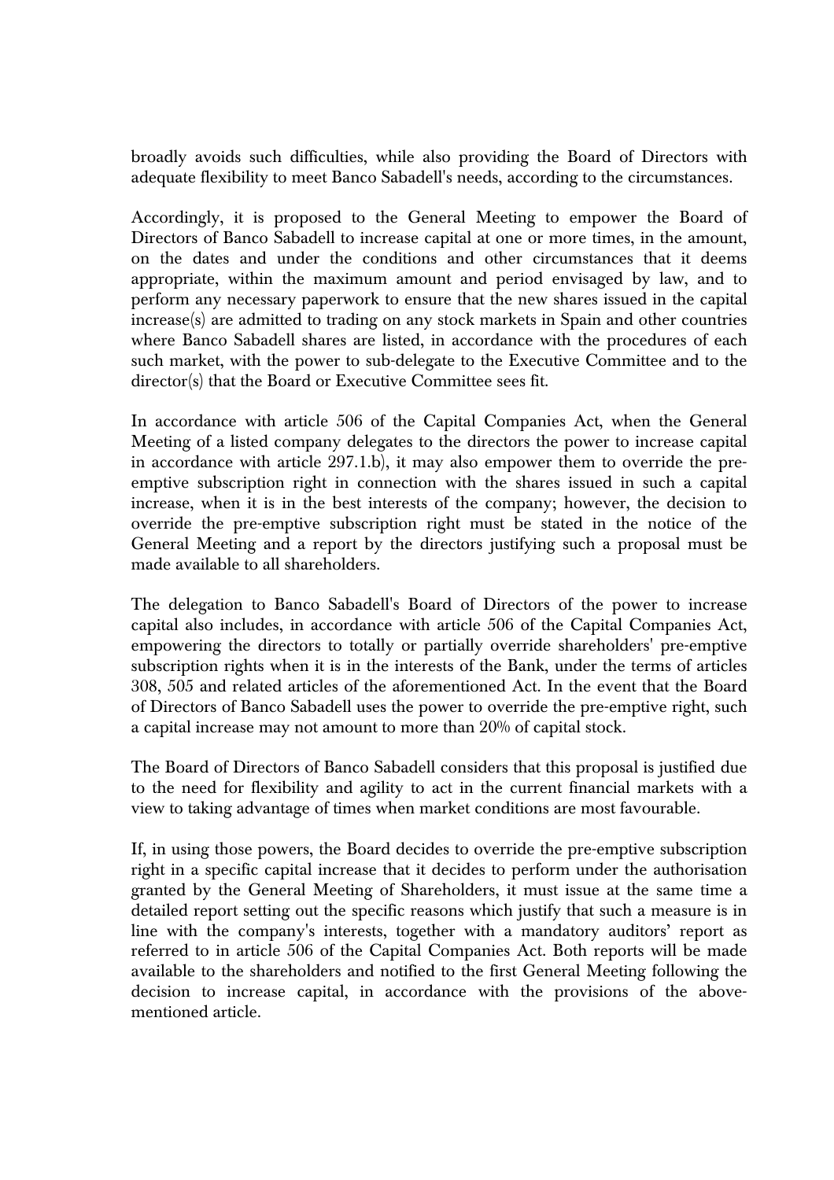broadly avoids such difficulties, while also providing the Board of Directors with adequate flexibility to meet Banco Sabadell's needs, according to the circumstances.

Accordingly, it is proposed to the General Meeting to empower the Board of Directors of Banco Sabadell to increase capital at one or more times, in the amount, on the dates and under the conditions and other circumstances that it deems appropriate, within the maximum amount and period envisaged by law, and to perform any necessary paperwork to ensure that the new shares issued in the capital increase(s) are admitted to trading on any stock markets in Spain and other countries where Banco Sabadell shares are listed, in accordance with the procedures of each such market, with the power to sub-delegate to the Executive Committee and to the director(s) that the Board or Executive Committee sees fit.

In accordance with article 506 of the Capital Companies Act, when the General Meeting of a listed company delegates to the directors the power to increase capital in accordance with article 297.1.b), it may also empower them to override the pre-emptive subscription right in connection with the shares issued in such a capital increase, when it is in the best interests of the company; however, the decision to override the pre-emptive subscription right must be stated in the notice of the General Meeting and a report by the directors justifying such a proposal must be made available to all shareholders.

The delegation to Banco Sabadell's Board of Directors of the power to increase capital also includes, in accordance with article 506 of the Capital Companies Act, empowering the directors to totally or partially override shareholders' pre-emptive subscription rights when it is in the interests of the Bank, under the terms of articles 308, 505 and related articles of the aforementioned Act. In the event that the Board of Directors of Banco Sabadell uses the power to override the pre-emptive right, such a capital increase may not amount to more than 20% of capital stock.

The Board of Directors of Banco Sabadell considers that this proposal is justified due to the need for flexibility and agility to act in the current financial markets with a view to taking advantage of times when market conditions are most favourable.

If, in using those powers, the Board decides to override the pre-emptive subscription right in a specific capital increase that it decides to perform under the authorisation granted by the General Meeting of Shareholders, it must issue at the same time a detailed report setting out the specific reasons which justify that such a measure is in line with the company's interests, together with a mandatory auditors' report as referred to in article 506 of the Capital Companies Act. Both reports will be made available to the shareholders and notified to the first General Meeting following the decision to increase capital, in accordance with the provisions of the above-mentioned article.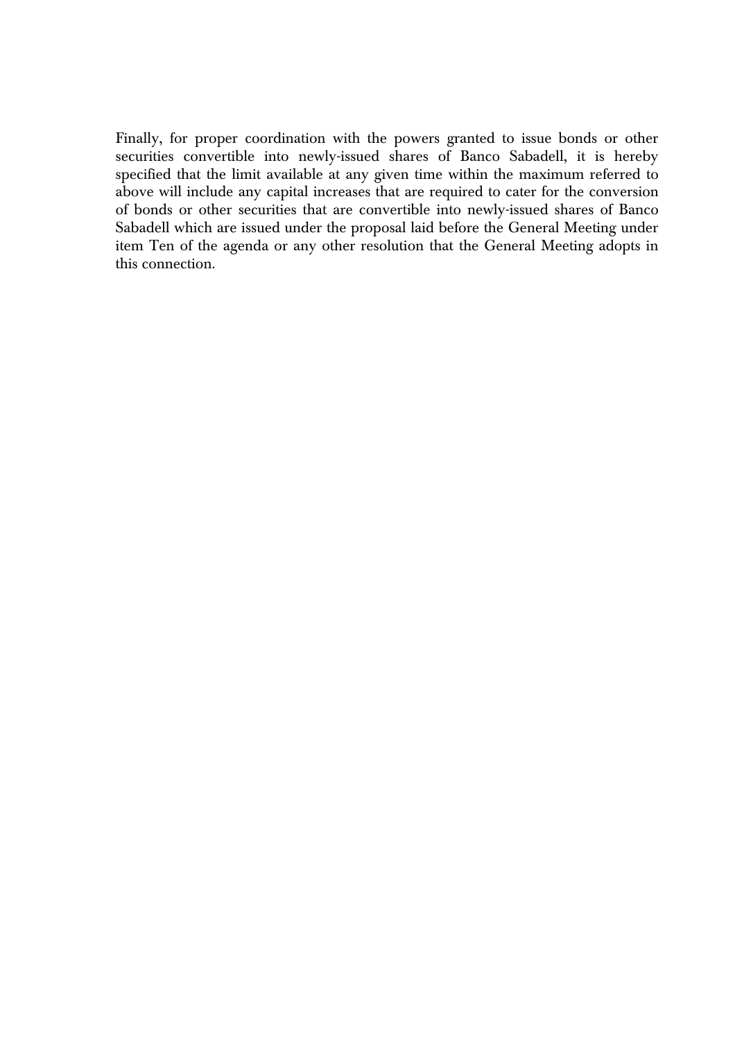Finally, for proper coordination with the powers granted to issue bonds or other securities convertible into newly-issued shares of Banco Sabadell, it is hereby specified that the limit available at any given time within the maximum referred to above will include any capital increases that are required to cater for the conversion of bonds or other securities that are convertible into newly-issued shares of Banco Sabadell which are issued under the proposal laid before the General Meeting under item Ten of the agenda or any other resolution that the General Meeting adopts in this connection.